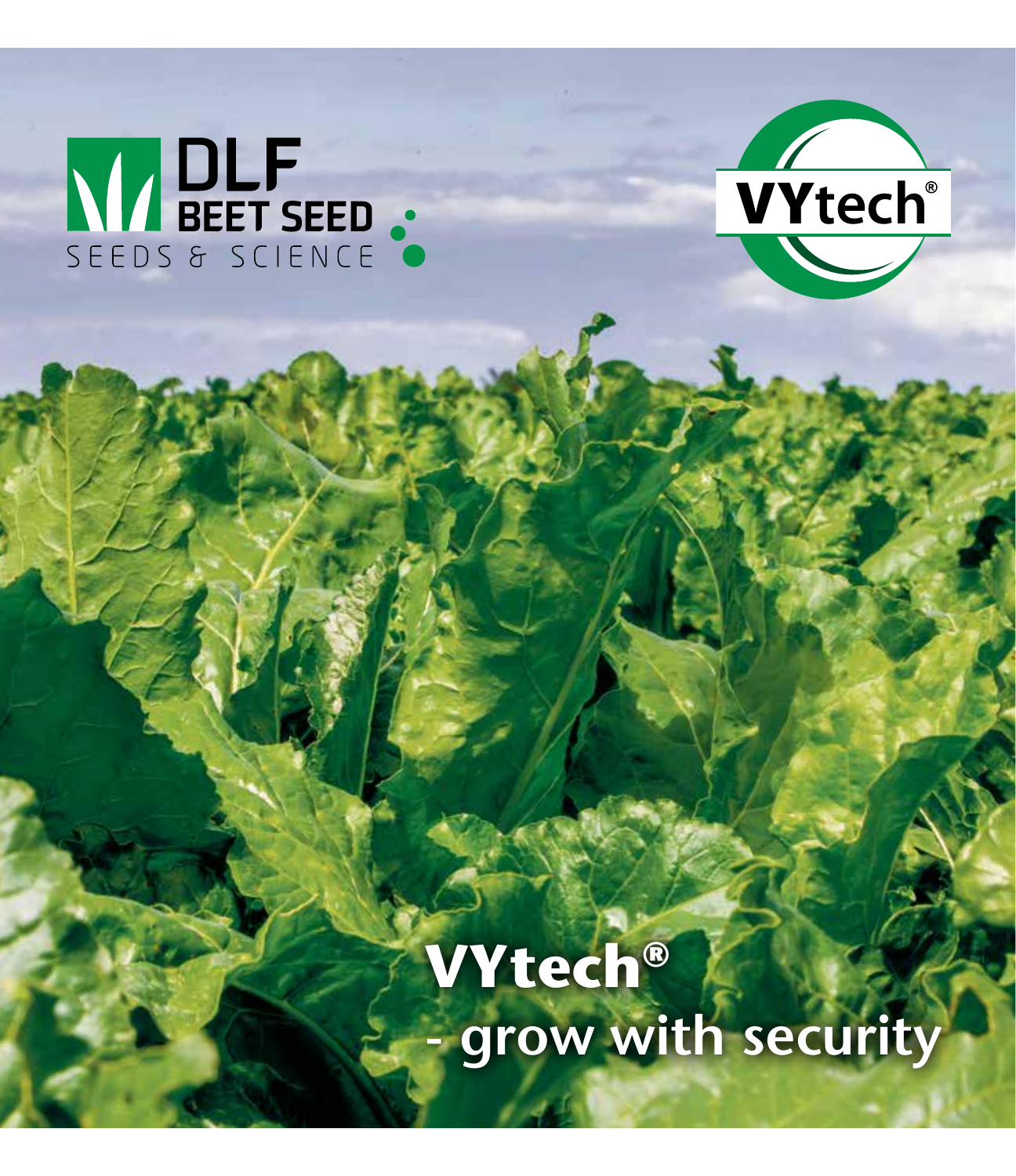DLF BEET SEED

SEEDS & SCIENCE

VYtech®

# VYtech®
## - grow with security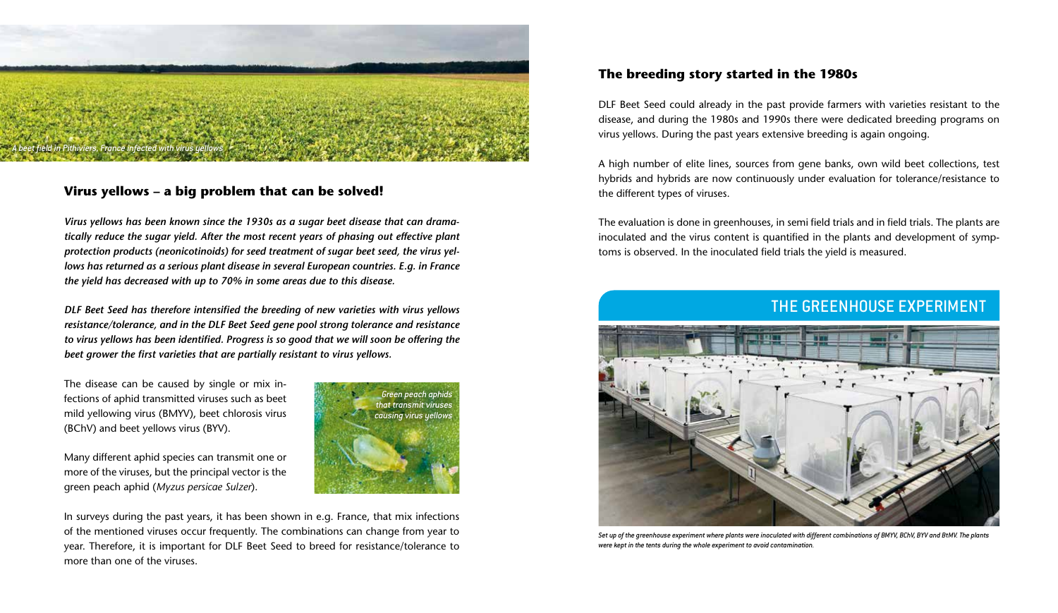A beet field in Pithiviers, France infected with virus yellows

## Virus yellows – a big problem that can be solved!

***Virus yellows has been known since the 1930s as a sugar beet disease that can dramatically reduce the sugar yield. After the most recent years of phasing out effective plant protection products (neonicotinoids) for seed treatment of sugar beet seed, the virus yellows has returned as a serious plant disease in several European countries. E.g. in France the yield has decreased with up to 70% in some areas due to this disease.***

***DLF Beet Seed has therefore intensified the breeding of new varieties with virus yellows resistance/tolerance, and in the DLF Beet Seed gene pool strong tolerance and resistance to virus yellows has been identified. Progress is so good that we will soon be offering the beet grower the first varieties that are partially resistant to virus yellows.***

The disease can be caused by single or mix infections of aphid transmitted viruses such as beet mild yellowing virus (BMYV), beet chlorosis virus (BChV) and beet yellows virus (BYV).

*Green peach aphids that transmit viruses causing virus yellows*

Many different aphid species can transmit one or more of the viruses, but the principal vector is the green peach aphid (*Myzus persicae Sulzer*).

In surveys during the past years, it has been shown in e.g. France, that mix infections of the mentioned viruses occur frequently. The combinations can change from year to year. Therefore, it is important for DLF Beet Seed to breed for resistance/tolerance to more than one of the viruses.

## The breeding story started in the 1980s

DLF Beet Seed could already in the past provide farmers with varieties resistant to the disease, and during the 1980s and 1990s there were dedicated breeding programs on virus yellows. During the past years extensive breeding is again ongoing.

A high number of elite lines, sources from gene banks, own wild beet collections, test hybrids and hybrids are now continuously under evaluation for tolerance/resistance to the different types of viruses.

The evaluation is done in greenhouses, in semi field trials and in field trials. The plants are inoculated and the virus content is quantified in the plants and development of symptoms is observed. In the inoculated field trials the yield is measured.

## THE GREENHOUSE EXPERIMENT

*Set up of the greenhouse experiment where plants were inoculated with different combinations of BMYV, BChV, BYV and BtMV. The plants were kept in the tents during the whole experiment to avoid contamination.*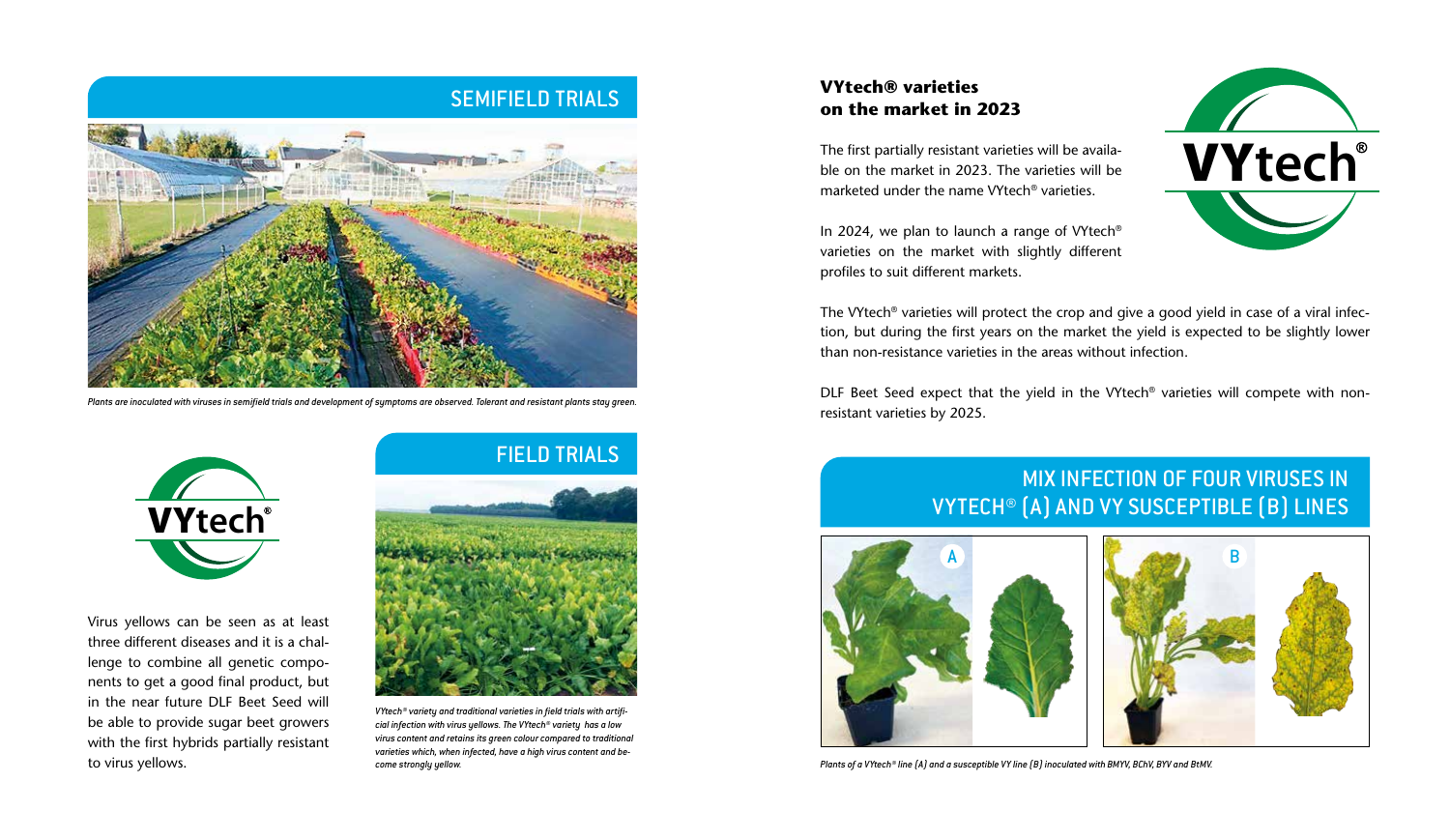## SEMIFIELD TRIALS

*Plants are inoculated with viruses in semifield trials and development of symptoms are observed. Tolerant and resistant plants stay green.*

Virus yellows can be seen as at least three different diseases and it is a challenge to combine all genetic components to get a good final product, but in the near future DLF Beet Seed will be able to provide sugar beet growers with the first hybrids partially resistant to virus yellows.

## FIELD TRIALS

*VYtech® variety and traditional varieties in field trials with artificial infection with virus yellows. The VYtech® variety has a low virus content and retains its green colour compared to traditional varieties which, when infected, have a high virus content and become strongly yellow.*

### VYtech® varieties on the market in 2023

The first partially resistant varieties will be available on the market in 2023. The varieties will be marketed under the name VYtech® varieties.

In 2024, we plan to launch a range of VYtech® varieties on the market with slightly different profiles to suit different markets.

The VYtech® varieties will protect the crop and give a good yield in case of a viral infection, but during the first years on the market the yield is expected to be slightly lower than non-resistance varieties in the areas without infection.

DLF Beet Seed expect that the yield in the VYtech® varieties will compete with non-resistant varieties by 2025.

## MIX INFECTION OF FOUR VIRUSES IN VYTECH® (A) AND VY SUSCEPTIBLE (B) LINES

*Plants of a VYtech® line (A) and a susceptible VY line (B) inoculated with BMYV, BChV, BYV and BtMV.*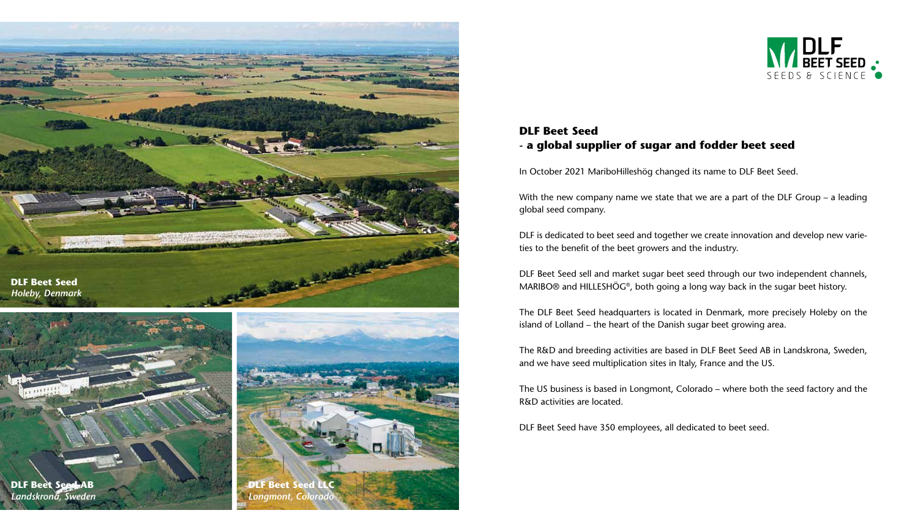**DLF Beet Seed**
*Holeby, Denmark*

**DLF Beet Seed AB**
*Landskrona, Sweden*

**DLF Beet Seed LLC**
*Longmont, Colorado*

DLF BEET SEED
SEEDS & SCIENCE

## DLF Beet Seed
## - a global supplier of sugar and fodder beet seed

In October 2021 MariboHilleshög changed its name to DLF Beet Seed.

With the new company name we state that we are a part of the DLF Group – a leading global seed company.

DLF is dedicated to beet seed and together we create innovation and develop new varieties to the benefit of the beet growers and the industry.

DLF Beet Seed sell and market sugar beet seed through our two independent channels, MARIBO® and HILLESHÖG®, both going a long way back in the sugar beet history.

The DLF Beet Seed headquarters is located in Denmark, more precisely Holeby on the island of Lolland – the heart of the Danish sugar beet growing area.

The R&D and breeding activities are based in DLF Beet Seed AB in Landskrona, Sweden, and we have seed multiplication sites in Italy, France and the US.

The US business is based in Longmont, Colorado – where both the seed factory and the R&D activities are located.

DLF Beet Seed have 350 employees, all dedicated to beet seed.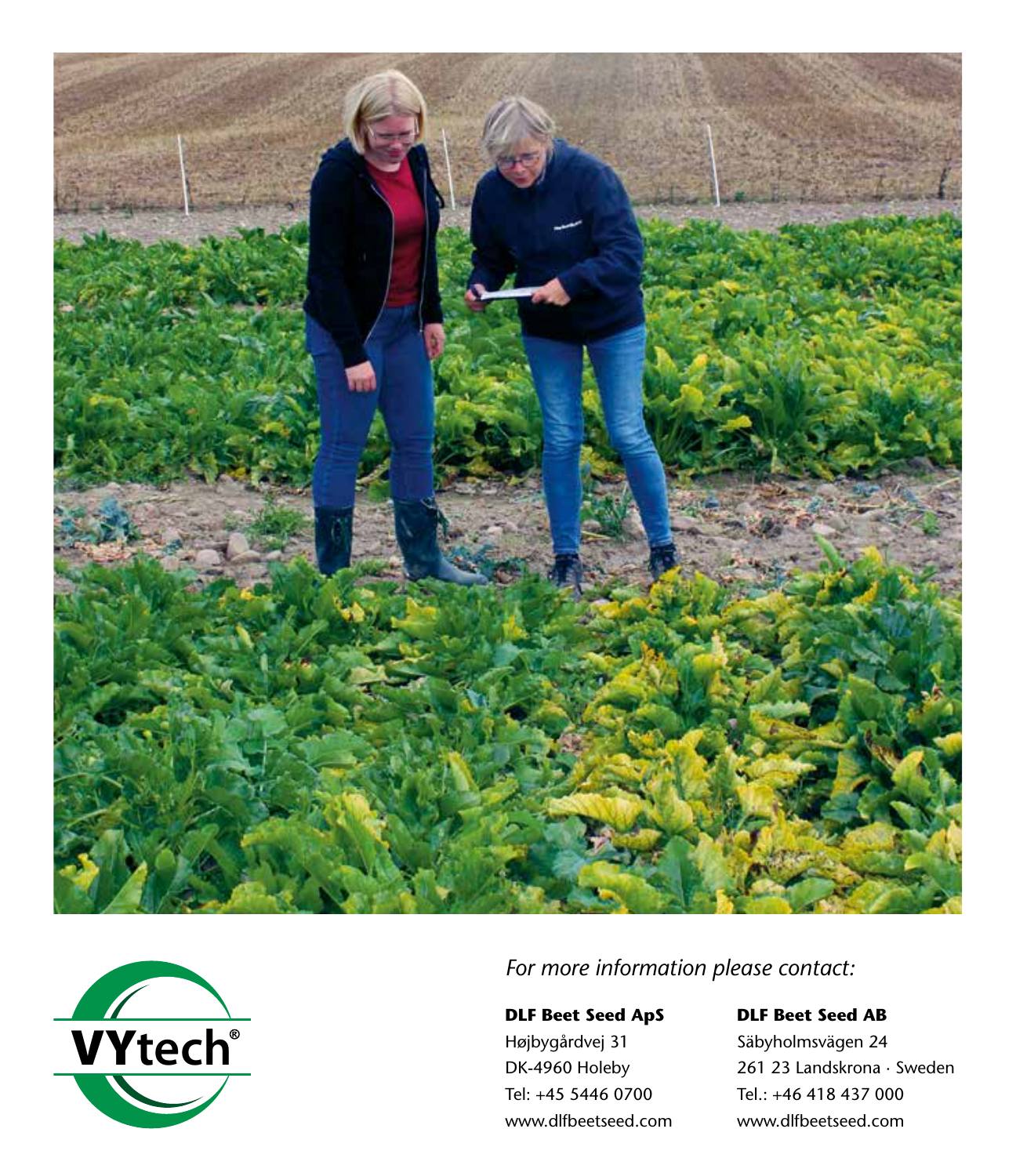VYtech®

*For more information please contact:*

**DLF Beet Seed ApS**
Højbygårdvej 31
DK-4960 Holeby
Tel: +45 5446 0700
www.dlfbeetseed.com

**DLF Beet Seed AB**
Säbyholmsvägen 24
261 23 Landskrona · Sweden
Tel.: +46 418 437 000
www.dlfbeetseed.com